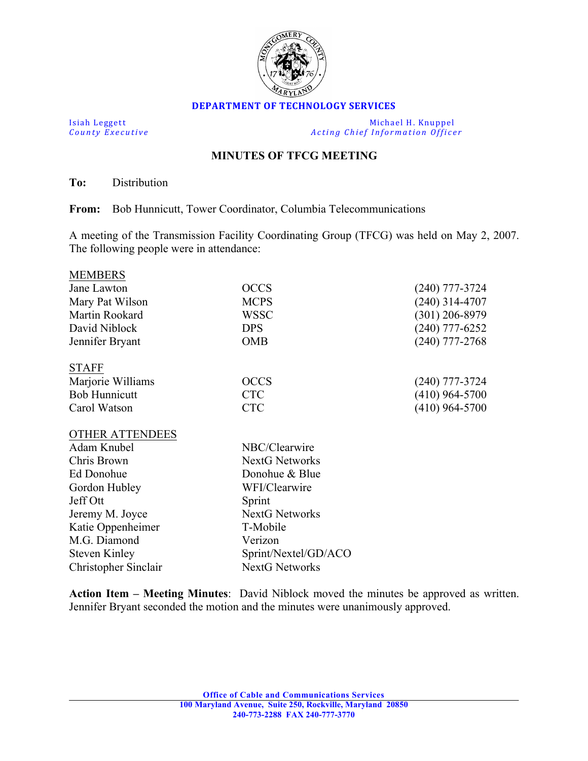**DEPARTMENT OF TECHNOLOGY SERVICES**

| | |
|---|---|
| Isiah Leggett | Michael H. Knuppel |
| *County Executive* | *Acting Chief Information Officer* |

## MINUTES OF TFCG MEETING

**To:** Distribution

**From:** Bob Hunnicutt, Tower Coordinator, Columbia Telecommunications

A meeting of the Transmission Facility Coordinating Group (TFCG) was held on May 2, 2007. The following people were in attendance:

| MEMBERS | | |
|---|---|---|
| Jane Lawton | OCCS | (240) 777-3724 |
| Mary Pat Wilson | MCPS | (240) 314-4707 |
| Martin Rookard | WSSC | (301) 206-8979 |
| David Niblock | DPS | (240) 777-6252 |
| Jennifer Bryant | OMB | (240) 777-2768 |

| STAFF | | |
|---|---|---|
| Marjorie Williams | OCCS | (240) 777-3724 |
| Bob Hunnicutt | CTC | (410) 964-5700 |
| Carol Watson | CTC | (410) 964-5700 |

| OTHER ATTENDEES | |
|---|---|
| Adam Knubel | NBC/Clearwire |
| Chris Brown | NextG Networks |
| Ed Donohue | Donohue & Blue |
| Gordon Hubley | WFI/Clearwire |
| Jeff Ott | Sprint |
| Jeremy M. Joyce | NextG Networks |
| Katie Oppenheimer | T-Mobile |
| M.G. Diamond | Verizon |
| Steven Kinley | Sprint/Nextel/GD/ACO |
| Christopher Sinclair | NextG Networks |

**Action Item – Meeting Minutes**: David Niblock moved the minutes be approved as written. Jennifer Bryant seconded the motion and the minutes were unanimously approved.

**Office of Cable and Communications Services**
**100 Maryland Avenue, Suite 250, Rockville, Maryland 20850**
**240-773-2288 FAX 240-777-3770**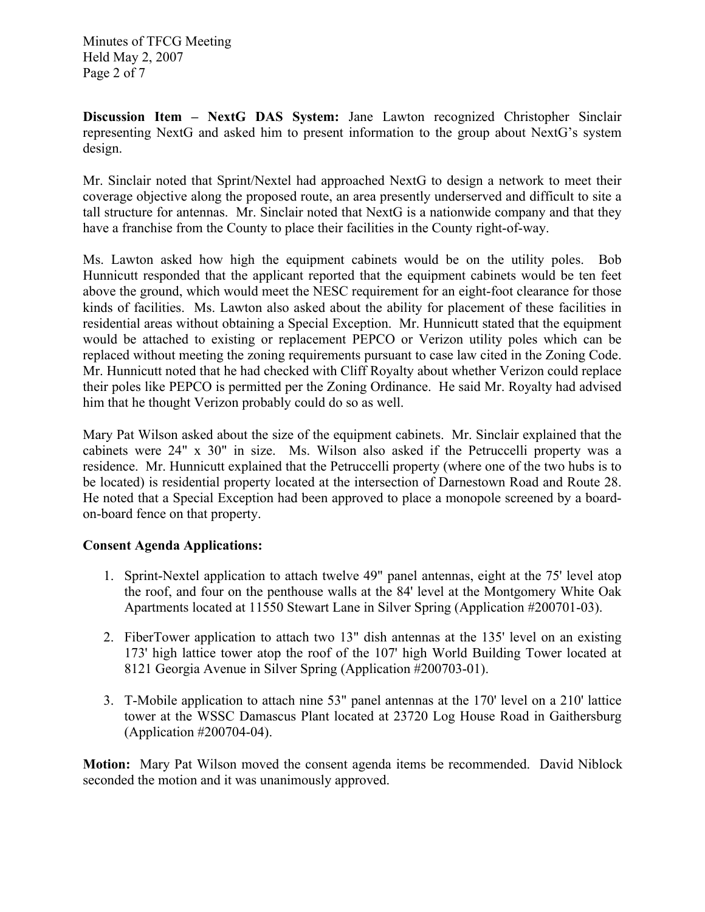**Discussion Item – NextG DAS System:** Jane Lawton recognized Christopher Sinclair representing NextG and asked him to present information to the group about NextG's system design.

Mr. Sinclair noted that Sprint/Nextel had approached NextG to design a network to meet their coverage objective along the proposed route, an area presently underserved and difficult to site a tall structure for antennas. Mr. Sinclair noted that NextG is a nationwide company and that they have a franchise from the County to place their facilities in the County right-of-way.

Ms. Lawton asked how high the equipment cabinets would be on the utility poles. Bob Hunnicutt responded that the applicant reported that the equipment cabinets would be ten feet above the ground, which would meet the NESC requirement for an eight-foot clearance for those kinds of facilities. Ms. Lawton also asked about the ability for placement of these facilities in residential areas without obtaining a Special Exception. Mr. Hunnicutt stated that the equipment would be attached to existing or replacement PEPCO or Verizon utility poles which can be replaced without meeting the zoning requirements pursuant to case law cited in the Zoning Code. Mr. Hunnicutt noted that he had checked with Cliff Royalty about whether Verizon could replace their poles like PEPCO is permitted per the Zoning Ordinance. He said Mr. Royalty had advised him that he thought Verizon probably could do so as well.

Mary Pat Wilson asked about the size of the equipment cabinets. Mr. Sinclair explained that the cabinets were 24" x 30" in size. Ms. Wilson also asked if the Petruccelli property was a residence. Mr. Hunnicutt explained that the Petruccelli property (where one of the two hubs is to be located) is residential property located at the intersection of Darnestown Road and Route 28. He noted that a Special Exception had been approved to place a monopole screened by a board-on-board fence on that property.

**Consent Agenda Applications:**

1. Sprint-Nextel application to attach twelve 49" panel antennas, eight at the 75' level atop the roof, and four on the penthouse walls at the 84' level at the Montgomery White Oak Apartments located at 11550 Stewart Lane in Silver Spring (Application #200701-03).

2. FiberTower application to attach two 13" dish antennas at the 135' level on an existing 173' high lattice tower atop the roof of the 107' high World Building Tower located at 8121 Georgia Avenue in Silver Spring (Application #200703-01).

3. T-Mobile application to attach nine 53" panel antennas at the 170' level on a 210' lattice tower at the WSSC Damascus Plant located at 23720 Log House Road in Gaithersburg (Application #200704-04).

**Motion:** Mary Pat Wilson moved the consent agenda items be recommended. David Niblock seconded the motion and it was unanimously approved.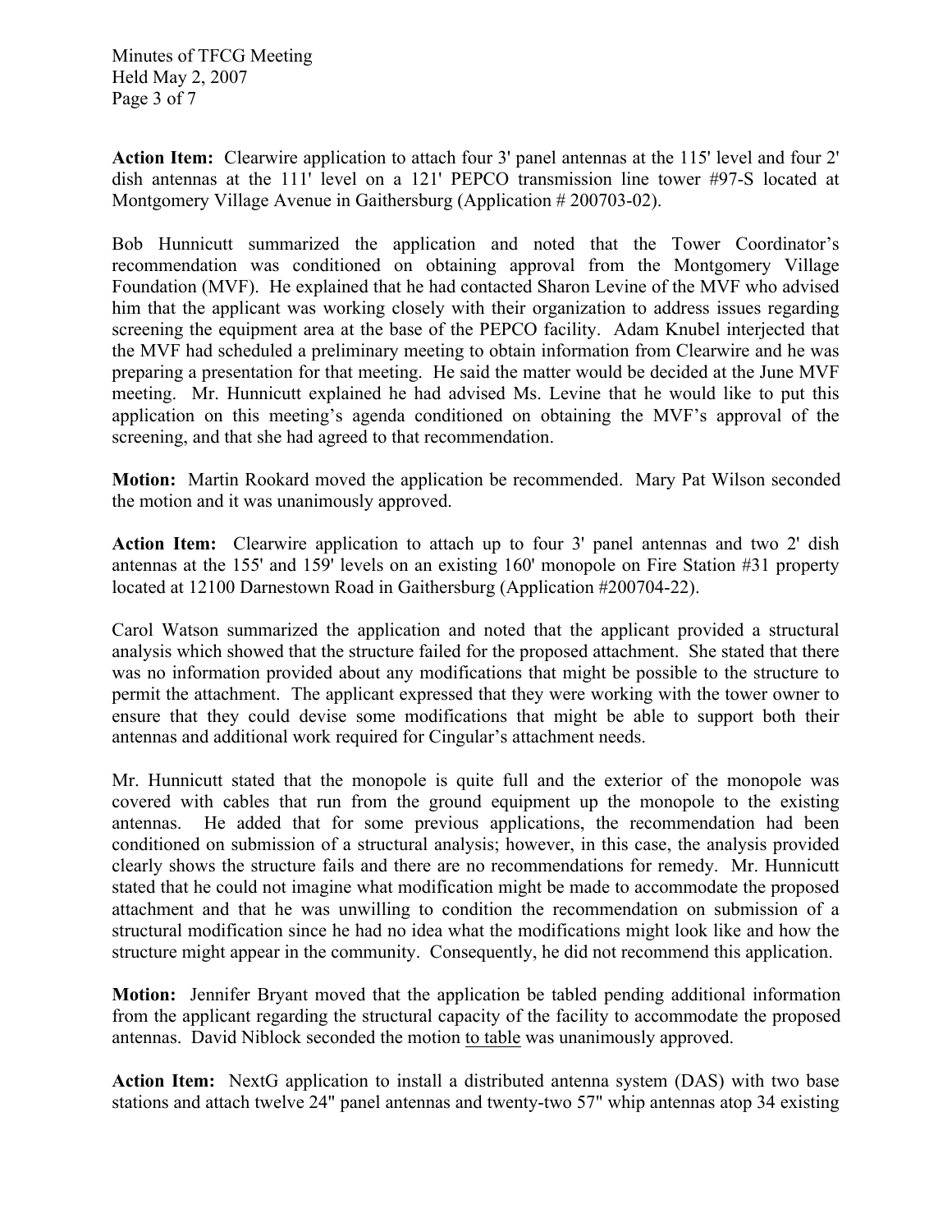**Action Item:** Clearwire application to attach four 3' panel antennas at the 115' level and four 2' dish antennas at the 111' level on a 121' PEPCO transmission line tower #97-S located at Montgomery Village Avenue in Gaithersburg (Application # 200703-02).

Bob Hunnicutt summarized the application and noted that the Tower Coordinator's recommendation was conditioned on obtaining approval from the Montgomery Village Foundation (MVF). He explained that he had contacted Sharon Levine of the MVF who advised him that the applicant was working closely with their organization to address issues regarding screening the equipment area at the base of the PEPCO facility. Adam Knubel interjected that the MVF had scheduled a preliminary meeting to obtain information from Clearwire and he was preparing a presentation for that meeting. He said the matter would be decided at the June MVF meeting. Mr. Hunnicutt explained he had advised Ms. Levine that he would like to put this application on this meeting's agenda conditioned on obtaining the MVF's approval of the screening, and that she had agreed to that recommendation.

**Motion:** Martin Rookard moved the application be recommended. Mary Pat Wilson seconded the motion and it was unanimously approved.

**Action Item:** Clearwire application to attach up to four 3' panel antennas and two 2' dish antennas at the 155' and 159' levels on an existing 160' monopole on Fire Station #31 property located at 12100 Darnestown Road in Gaithersburg (Application #200704-22).

Carol Watson summarized the application and noted that the applicant provided a structural analysis which showed that the structure failed for the proposed attachment. She stated that there was no information provided about any modifications that might be possible to the structure to permit the attachment. The applicant expressed that they were working with the tower owner to ensure that they could devise some modifications that might be able to support both their antennas and additional work required for Cingular's attachment needs.

Mr. Hunnicutt stated that the monopole is quite full and the exterior of the monopole was covered with cables that run from the ground equipment up the monopole to the existing antennas. He added that for some previous applications, the recommendation had been conditioned on submission of a structural analysis; however, in this case, the analysis provided clearly shows the structure fails and there are no recommendations for remedy. Mr. Hunnicutt stated that he could not imagine what modification might be made to accommodate the proposed attachment and that he was unwilling to condition the recommendation on submission of a structural modification since he had no idea what the modifications might look like and how the structure might appear in the community. Consequently, he did not recommend this application.

**Motion:** Jennifer Bryant moved that the application be tabled pending additional information from the applicant regarding the structural capacity of the facility to accommodate the proposed antennas. David Niblock seconded the motion <u>to table</u> was unanimously approved.

**Action Item:** NextG application to install a distributed antenna system (DAS) with two base stations and attach twelve 24" panel antennas and twenty-two 57" whip antennas atop 34 existing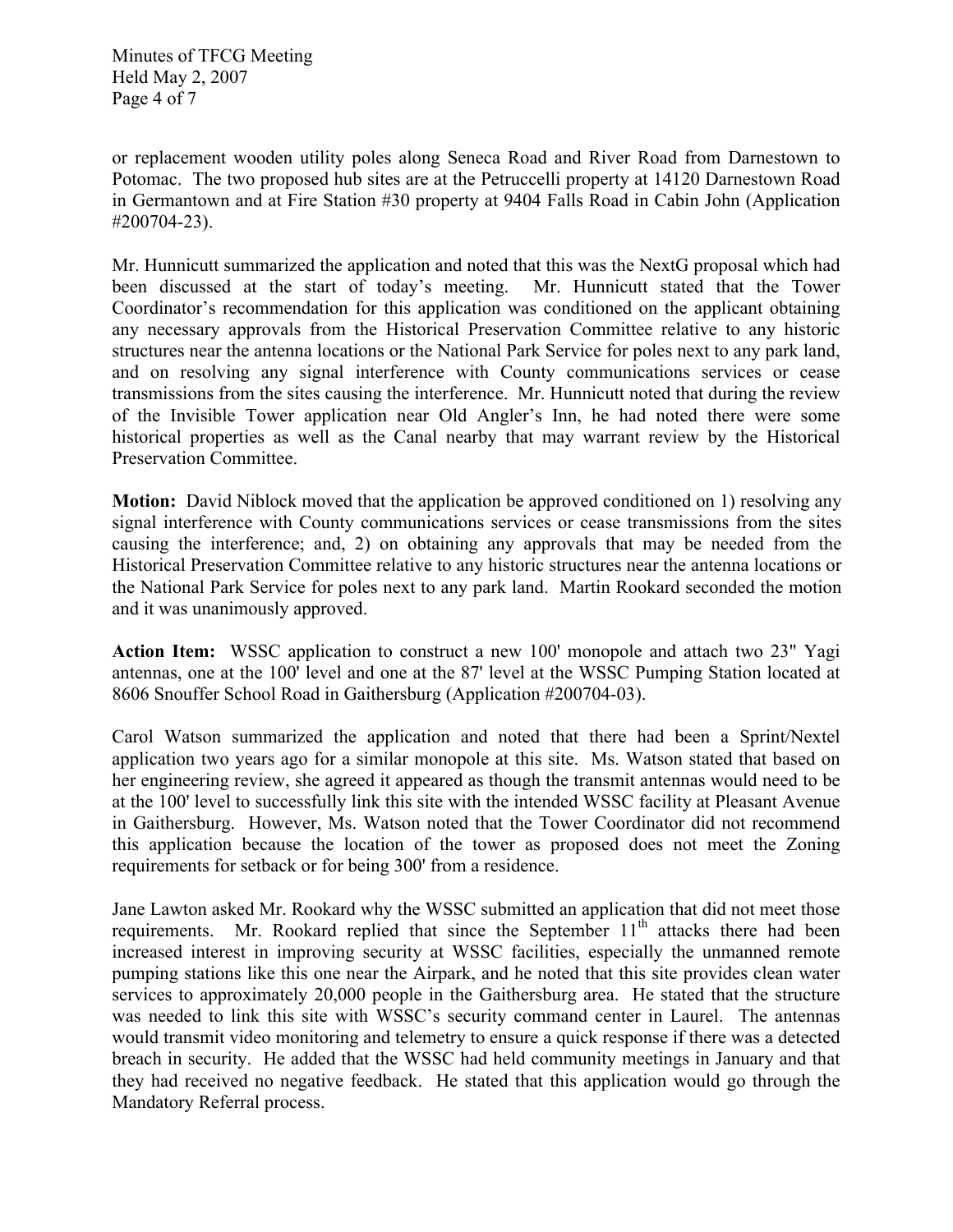or replacement wooden utility poles along Seneca Road and River Road from Darnestown to Potomac. The two proposed hub sites are at the Petruccelli property at 14120 Darnestown Road in Germantown and at Fire Station #30 property at 9404 Falls Road in Cabin John (Application #200704-23).

Mr. Hunnicutt summarized the application and noted that this was the NextG proposal which had been discussed at the start of today's meeting. Mr. Hunnicutt stated that the Tower Coordinator's recommendation for this application was conditioned on the applicant obtaining any necessary approvals from the Historical Preservation Committee relative to any historic structures near the antenna locations or the National Park Service for poles next to any park land, and on resolving any signal interference with County communications services or cease transmissions from the sites causing the interference. Mr. Hunnicutt noted that during the review of the Invisible Tower application near Old Angler's Inn, he had noted there were some historical properties as well as the Canal nearby that may warrant review by the Historical Preservation Committee.

**Motion:** David Niblock moved that the application be approved conditioned on 1) resolving any signal interference with County communications services or cease transmissions from the sites causing the interference; and, 2) on obtaining any approvals that may be needed from the Historical Preservation Committee relative to any historic structures near the antenna locations or the National Park Service for poles next to any park land. Martin Rookard seconded the motion and it was unanimously approved.

**Action Item:** WSSC application to construct a new 100' monopole and attach two 23" Yagi antennas, one at the 100' level and one at the 87' level at the WSSC Pumping Station located at 8606 Snouffer School Road in Gaithersburg (Application #200704-03).

Carol Watson summarized the application and noted that there had been a Sprint/Nextel application two years ago for a similar monopole at this site. Ms. Watson stated that based on her engineering review, she agreed it appeared as though the transmit antennas would need to be at the 100' level to successfully link this site with the intended WSSC facility at Pleasant Avenue in Gaithersburg. However, Ms. Watson noted that the Tower Coordinator did not recommend this application because the location of the tower as proposed does not meet the Zoning requirements for setback or for being 300' from a residence.

Jane Lawton asked Mr. Rookard why the WSSC submitted an application that did not meet those requirements. Mr. Rookard replied that since the September 11th attacks there had been increased interest in improving security at WSSC facilities, especially the unmanned remote pumping stations like this one near the Airpark, and he noted that this site provides clean water services to approximately 20,000 people in the Gaithersburg area. He stated that the structure was needed to link this site with WSSC's security command center in Laurel. The antennas would transmit video monitoring and telemetry to ensure a quick response if there was a detected breach in security. He added that the WSSC had held community meetings in January and that they had received no negative feedback. He stated that this application would go through the Mandatory Referral process.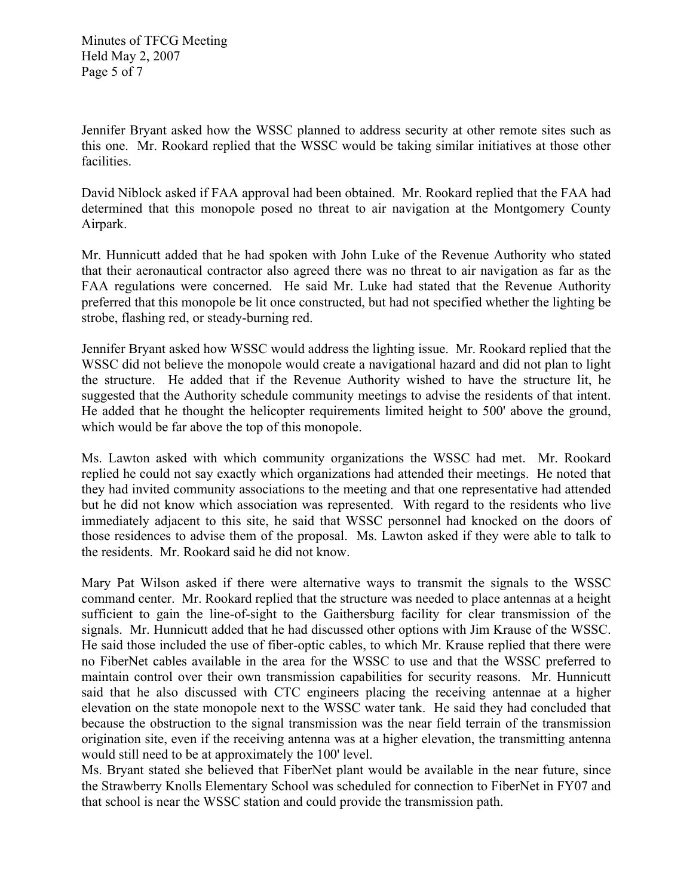Jennifer Bryant asked how the WSSC planned to address security at other remote sites such as this one. Mr. Rookard replied that the WSSC would be taking similar initiatives at those other facilities.

David Niblock asked if FAA approval had been obtained. Mr. Rookard replied that the FAA had determined that this monopole posed no threat to air navigation at the Montgomery County Airpark.

Mr. Hunnicutt added that he had spoken with John Luke of the Revenue Authority who stated that their aeronautical contractor also agreed there was no threat to air navigation as far as the FAA regulations were concerned. He said Mr. Luke had stated that the Revenue Authority preferred that this monopole be lit once constructed, but had not specified whether the lighting be strobe, flashing red, or steady-burning red.

Jennifer Bryant asked how WSSC would address the lighting issue. Mr. Rookard replied that the WSSC did not believe the monopole would create a navigational hazard and did not plan to light the structure. He added that if the Revenue Authority wished to have the structure lit, he suggested that the Authority schedule community meetings to advise the residents of that intent. He added that he thought the helicopter requirements limited height to 500' above the ground, which would be far above the top of this monopole.

Ms. Lawton asked with which community organizations the WSSC had met. Mr. Rookard replied he could not say exactly which organizations had attended their meetings. He noted that they had invited community associations to the meeting and that one representative had attended but he did not know which association was represented. With regard to the residents who live immediately adjacent to this site, he said that WSSC personnel had knocked on the doors of those residences to advise them of the proposal. Ms. Lawton asked if they were able to talk to the residents. Mr. Rookard said he did not know.

Mary Pat Wilson asked if there were alternative ways to transmit the signals to the WSSC command center. Mr. Rookard replied that the structure was needed to place antennas at a height sufficient to gain the line-of-sight to the Gaithersburg facility for clear transmission of the signals. Mr. Hunnicutt added that he had discussed other options with Jim Krause of the WSSC. He said those included the use of fiber-optic cables, to which Mr. Krause replied that there were no FiberNet cables available in the area for the WSSC to use and that the WSSC preferred to maintain control over their own transmission capabilities for security reasons. Mr. Hunnicutt said that he also discussed with CTC engineers placing the receiving antennae at a higher elevation on the state monopole next to the WSSC water tank. He said they had concluded that because the obstruction to the signal transmission was the near field terrain of the transmission origination site, even if the receiving antenna was at a higher elevation, the transmitting antenna would still need to be at approximately the 100' level.

Ms. Bryant stated she believed that FiberNet plant would be available in the near future, since the Strawberry Knolls Elementary School was scheduled for connection to FiberNet in FY07 and that school is near the WSSC station and could provide the transmission path.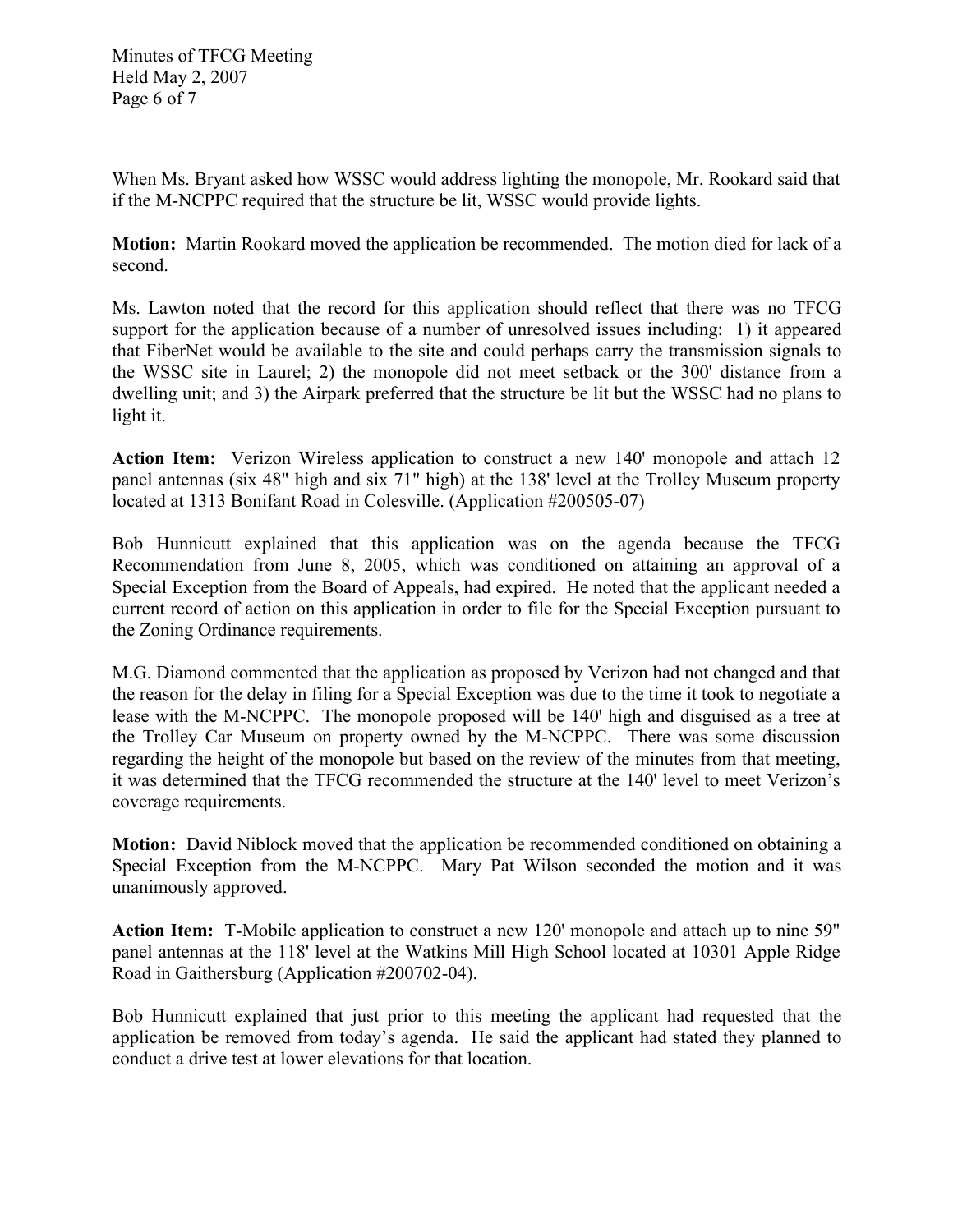When Ms. Bryant asked how WSSC would address lighting the monopole, Mr. Rookard said that if the M-NCPPC required that the structure be lit, WSSC would provide lights.

**Motion:** Martin Rookard moved the application be recommended. The motion died for lack of a second.

Ms. Lawton noted that the record for this application should reflect that there was no TFCG support for the application because of a number of unresolved issues including: 1) it appeared that FiberNet would be available to the site and could perhaps carry the transmission signals to the WSSC site in Laurel; 2) the monopole did not meet setback or the 300' distance from a dwelling unit; and 3) the Airpark preferred that the structure be lit but the WSSC had no plans to light it.

**Action Item:** Verizon Wireless application to construct a new 140' monopole and attach 12 panel antennas (six 48" high and six 71" high) at the 138' level at the Trolley Museum property located at 1313 Bonifant Road in Colesville. (Application #200505-07)

Bob Hunnicutt explained that this application was on the agenda because the TFCG Recommendation from June 8, 2005, which was conditioned on attaining an approval of a Special Exception from the Board of Appeals, had expired. He noted that the applicant needed a current record of action on this application in order to file for the Special Exception pursuant to the Zoning Ordinance requirements.

M.G. Diamond commented that the application as proposed by Verizon had not changed and that the reason for the delay in filing for a Special Exception was due to the time it took to negotiate a lease with the M-NCPPC. The monopole proposed will be 140' high and disguised as a tree at the Trolley Car Museum on property owned by the M-NCPPC. There was some discussion regarding the height of the monopole but based on the review of the minutes from that meeting, it was determined that the TFCG recommended the structure at the 140' level to meet Verizon's coverage requirements.

**Motion:** David Niblock moved that the application be recommended conditioned on obtaining a Special Exception from the M-NCPPC. Mary Pat Wilson seconded the motion and it was unanimously approved.

**Action Item:** T-Mobile application to construct a new 120' monopole and attach up to nine 59" panel antennas at the 118' level at the Watkins Mill High School located at 10301 Apple Ridge Road in Gaithersburg (Application #200702-04).

Bob Hunnicutt explained that just prior to this meeting the applicant had requested that the application be removed from today's agenda. He said the applicant had stated they planned to conduct a drive test at lower elevations for that location.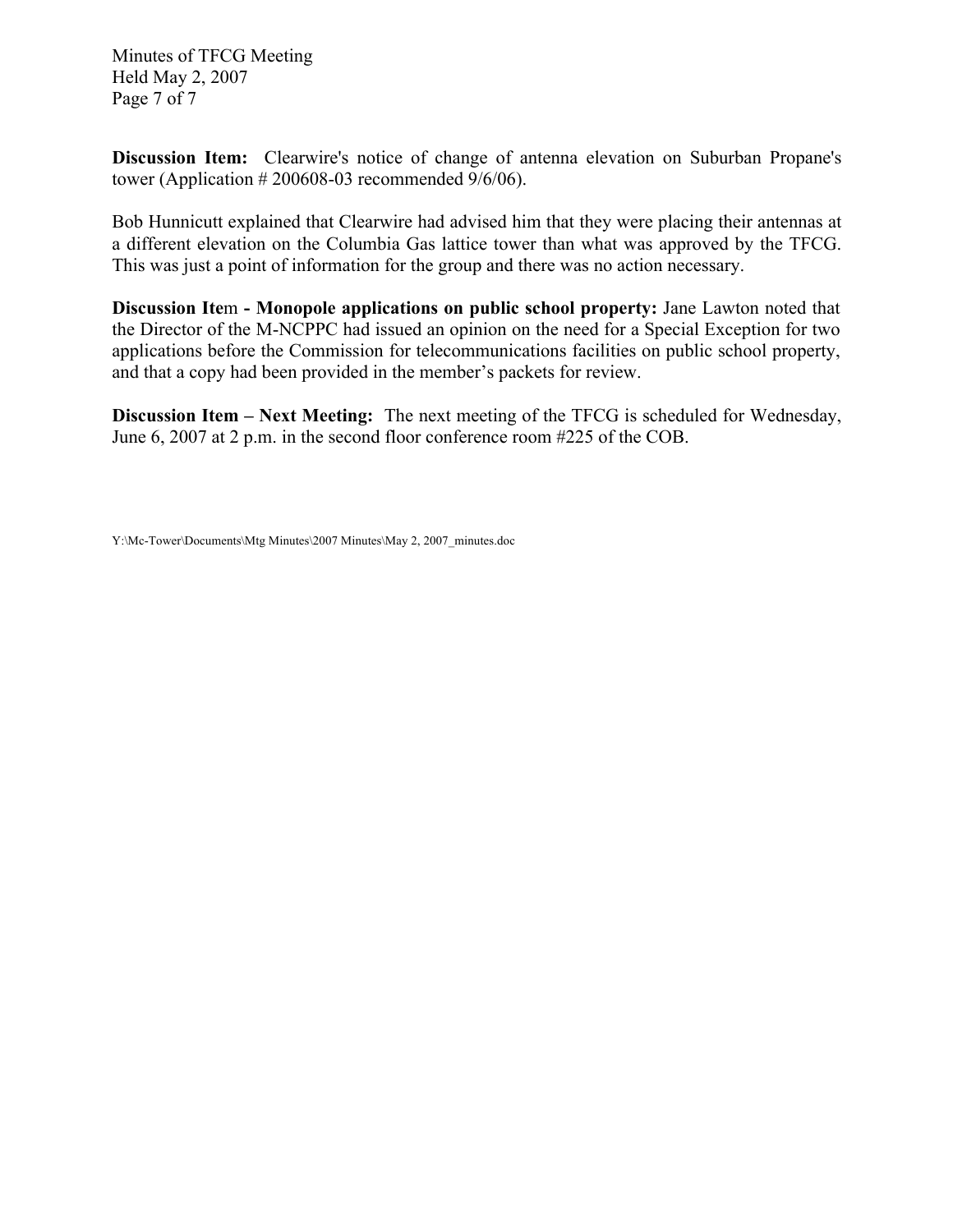**Discussion Item:** Clearwire's notice of change of antenna elevation on Suburban Propane's tower (Application # 200608-03 recommended 9/6/06).

Bob Hunnicutt explained that Clearwire had advised him that they were placing their antennas at a different elevation on the Columbia Gas lattice tower than what was approved by the TFCG. This was just a point of information for the group and there was no action necessary.

**Discussion Item - Monopole applications on public school property:** Jane Lawton noted that the Director of the M-NCPPC had issued an opinion on the need for a Special Exception for two applications before the Commission for telecommunications facilities on public school property, and that a copy had been provided in the member's packets for review.

**Discussion Item – Next Meeting:** The next meeting of the TFCG is scheduled for Wednesday, June 6, 2007 at 2 p.m. in the second floor conference room #225 of the COB.

Y:\Mc-Tower\Documents\Mtg Minutes\2007 Minutes\May 2, 2007_minutes.doc